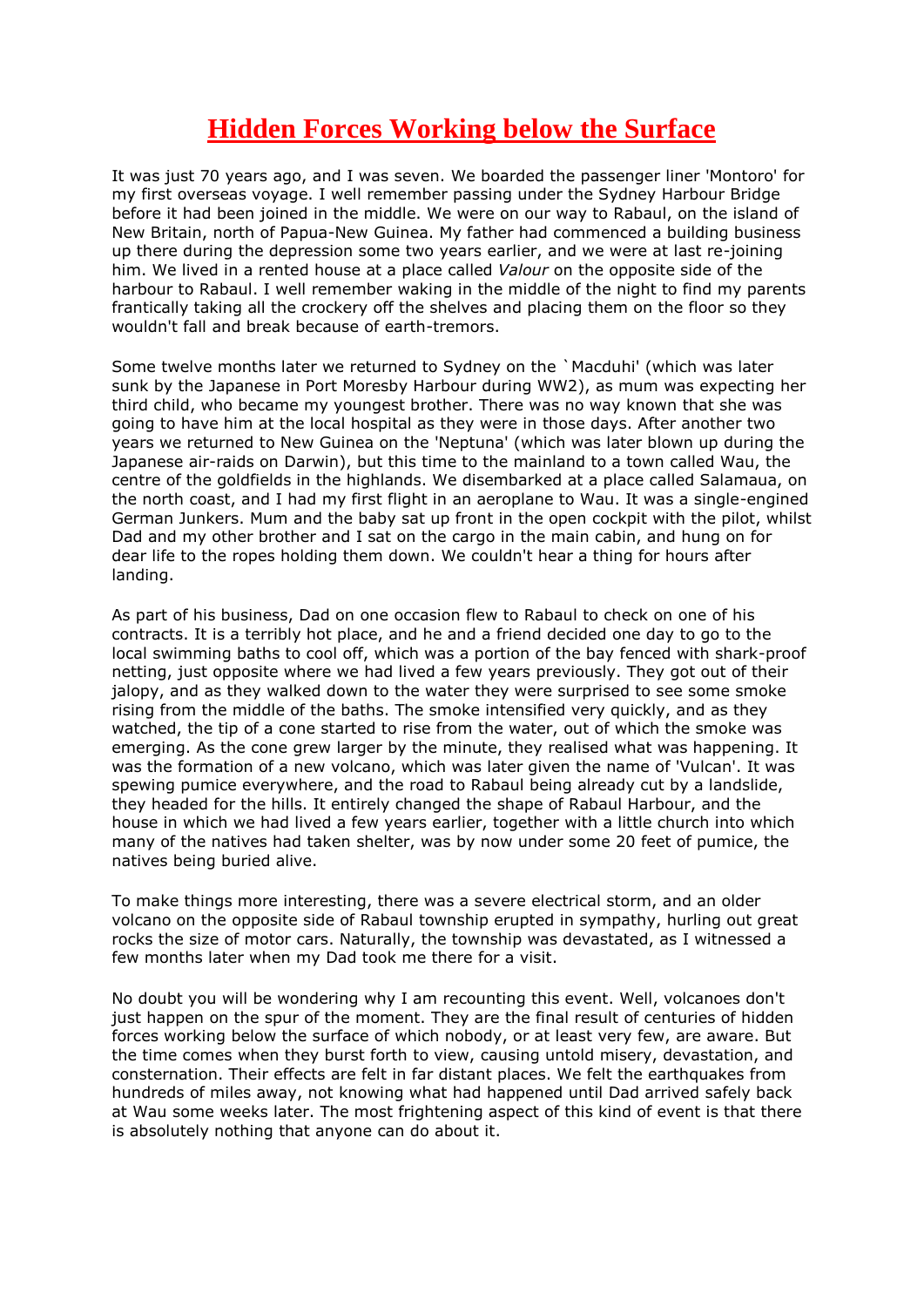# Hidden Forces Working below the Surface

It was just 70 years ago, and I was seven. We boarded the passenger liner 'Montoro' for my first overseas voyage. I well remember passing under the Sydney Harbour Bridge before it had been joined in the middle. We were on our way to Rabaul, on the island of New Britain, north of Papua-New Guinea. My father had commenced a building business up there during the depression some two years earlier, and we were at last re-joining him. We lived in a rented house at a place called *Valour* on the opposite side of the harbour to Rabaul. I well remember waking in the middle of the night to find my parents frantically taking all the crockery off the shelves and placing them on the floor so they wouldn't fall and break because of earth-tremors.

Some twelve months later we returned to Sydney on the `Macduhi' (which was later sunk by the Japanese in Port Moresby Harbour during WW2), as mum was expecting her third child, who became my youngest brother. There was no way known that she was going to have him at the local hospital as they were in those days. After another two years we returned to New Guinea on the 'Neptuna' (which was later blown up during the Japanese air-raids on Darwin), but this time to the mainland to a town called Wau, the centre of the goldfields in the highlands. We disembarked at a place called Salamaua, on the north coast, and I had my first flight in an aeroplane to Wau. It was a single-engined German Junkers. Mum and the baby sat up front in the open cockpit with the pilot, whilst Dad and my other brother and I sat on the cargo in the main cabin, and hung on for dear life to the ropes holding them down. We couldn't hear a thing for hours after landing.

As part of his business, Dad on one occasion flew to Rabaul to check on one of his contracts. It is a terribly hot place, and he and a friend decided one day to go to the local swimming baths to cool off, which was a portion of the bay fenced with shark-proof netting, just opposite where we had lived a few years previously. They got out of their jalopy, and as they walked down to the water they were surprised to see some smoke rising from the middle of the baths. The smoke intensified very quickly, and as they watched, the tip of a cone started to rise from the water, out of which the smoke was emerging. As the cone grew larger by the minute, they realised what was happening. It was the formation of a new volcano, which was later given the name of 'Vulcan'. It was spewing pumice everywhere, and the road to Rabaul being already cut by a landslide, they headed for the hills. It entirely changed the shape of Rabaul Harbour, and the house in which we had lived a few years earlier, together with a little church into which many of the natives had taken shelter, was by now under some 20 feet of pumice, the natives being buried alive.

To make things more interesting, there was a severe electrical storm, and an older volcano on the opposite side of Rabaul township erupted in sympathy, hurling out great rocks the size of motor cars. Naturally, the township was devastated, as I witnessed a few months later when my Dad took me there for a visit.

No doubt you will be wondering why I am recounting this event. Well, volcanoes don't just happen on the spur of the moment. They are the final result of centuries of hidden forces working below the surface of which nobody, or at least very few, are aware. But the time comes when they burst forth to view, causing untold misery, devastation, and consternation. Their effects are felt in far distant places. We felt the earthquakes from hundreds of miles away, not knowing what had happened until Dad arrived safely back at Wau some weeks later. The most frightening aspect of this kind of event is that there is absolutely nothing that anyone can do about it.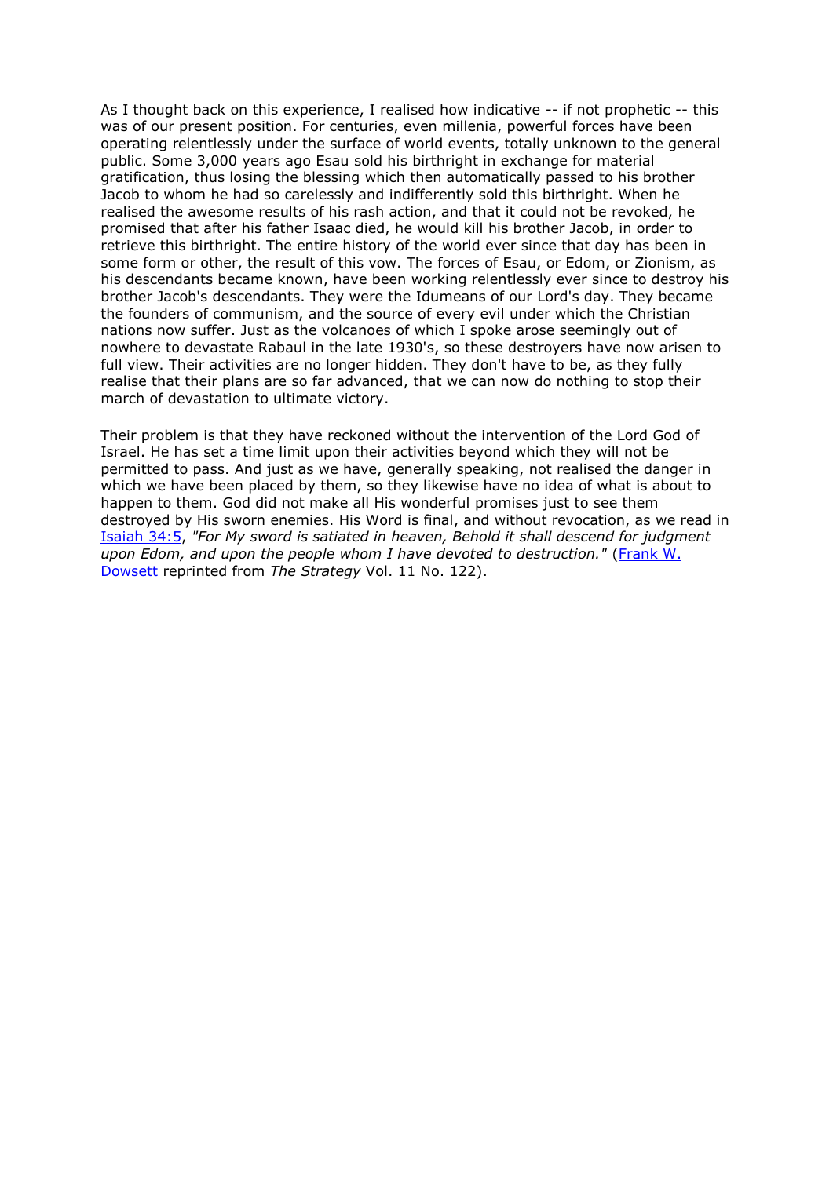As I thought back on this experience, I realised how indicative -- if not prophetic -- this was of our present position. For centuries, even millenia, powerful forces have been operating relentlessly under the surface of world events, totally unknown to the general public. Some 3,000 years ago Esau sold his birthright in exchange for material gratification, thus losing the blessing which then automatically passed to his brother Jacob to whom he had so carelessly and indifferently sold this birthright. When he realised the awesome results of his rash action, and that it could not be revoked, he promised that after his father Isaac died, he would kill his brother Jacob, in order to retrieve this birthright. The entire history of the world ever since that day has been in some form or other, the result of this vow. The forces of Esau, or Edom, or Zionism, as his descendants became known, have been working relentlessly ever since to destroy his brother Jacob's descendants. They were the Idumeans of our Lord's day. They became the founders of communism, and the source of every evil under which the Christian nations now suffer. Just as the volcanoes of which I spoke arose seemingly out of nowhere to devastate Rabaul in the late 1930's, so these destroyers have now arisen to full view. Their activities are no longer hidden. They don't have to be, as they fully realise that their plans are so far advanced, that we can now do nothing to stop their march of devastation to ultimate victory.

Their problem is that they have reckoned without the intervention of the Lord God of Israel. He has set a time limit upon their activities beyond which they will not be permitted to pass. And just as we have, generally speaking, not realised the danger in which we have been placed by them, so they likewise have no idea of what is about to happen to them. God did not make all His wonderful promises just to see them destroyed by His sworn enemies. His Word is final, and without revocation, as we read in Isaiah 34:5, *"For My sword is satiated in heaven, Behold it shall descend for judgment upon Edom, and upon the people whom I have devoted to destruction."* (Frank W. Dowsett reprinted from *The Strategy* Vol. 11 No. 122).